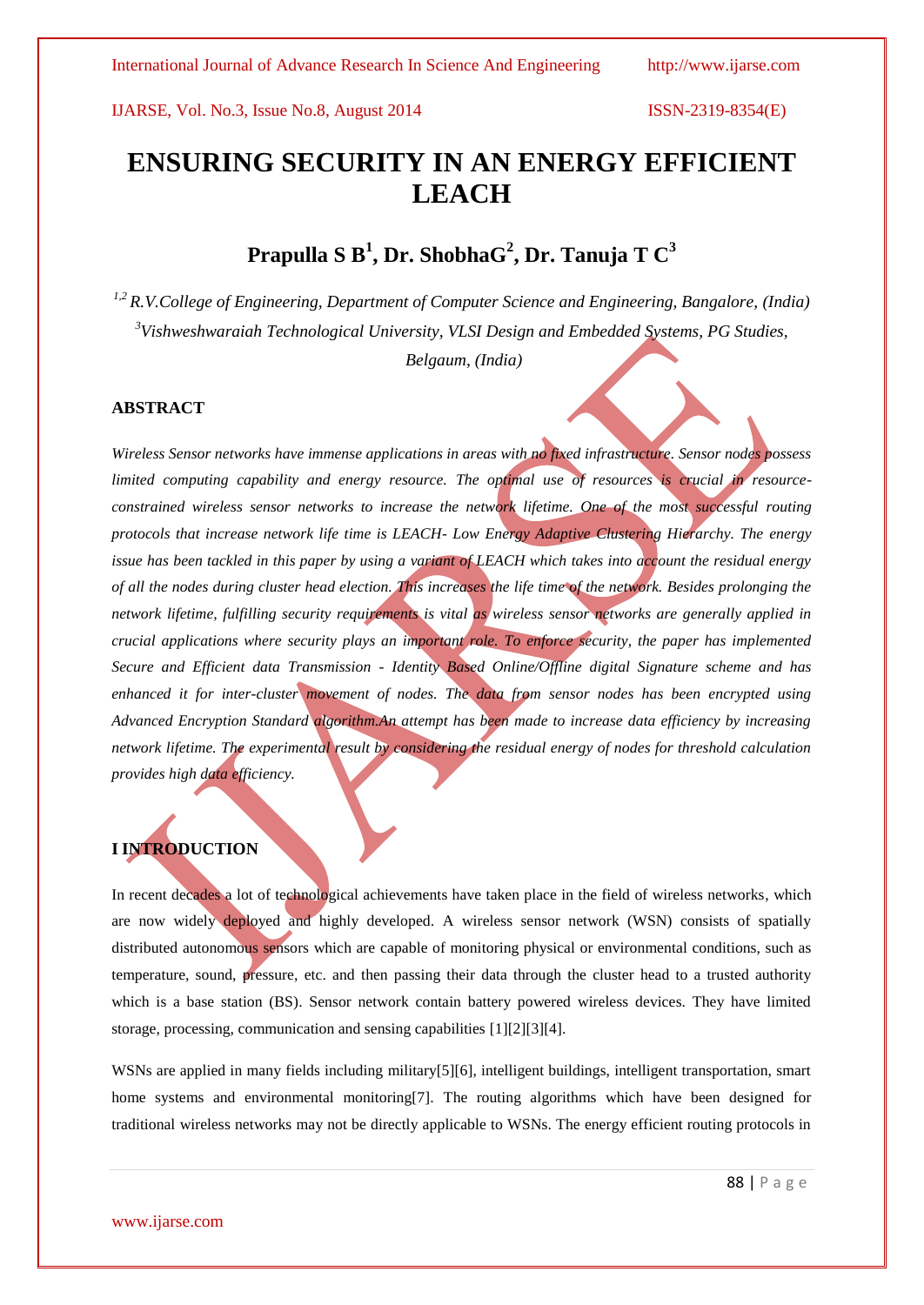# ENSURING SECURITY IN AN ENERGY EFFICIENT LEACH

## Prapulla S B[1], Dr. ShobhaG[2], Dr. Tanuja T C[3]

*[1,2] R.V.College of Engineering, Department of Computer Science and Engineering, Bangalore, (India)*
*[3]Vishweshwaraiah Technological University, VLSI Design and Embedded Systems, PG Studies, Belgaum, (India)*

### ABSTRACT

*Wireless Sensor networks have immense applications in areas with no fixed infrastructure. Sensor nodes possess limited computing capability and energy resource. The optimal use of resources is crucial in resource-constrained wireless sensor networks to increase the network lifetime. One of the most successful routing protocols that increase network life time is LEACH- Low Energy Adaptive Clustering Hierarchy. The energy issue has been tackled in this paper by using a variant of LEACH which takes into account the residual energy of all the nodes during cluster head election. This increases the life time of the network. Besides prolonging the network lifetime, fulfilling security requirements is vital as wireless sensor networks are generally applied in crucial applications where security plays an important role. To enforce security, the paper has implemented Secure and Efficient data Transmission - Identity Based Online/Offline digital Signature scheme and has enhanced it for inter-cluster movement of nodes. The data from sensor nodes has been encrypted using Advanced Encryption Standard algorithm.An attempt has been made to increase data efficiency by increasing network lifetime. The experimental result by considering the residual energy of nodes for threshold calculation provides high data efficiency.*

### I INTRODUCTION

In recent decades a lot of technological achievements have taken place in the field of wireless networks, which are now widely deployed and highly developed. A wireless sensor network (WSN) consists of spatially distributed autonomous sensors which are capable of monitoring physical or environmental conditions, such as temperature, sound, pressure, etc. and then passing their data through the cluster head to a trusted authority which is a base station (BS). Sensor network contain battery powered wireless devices. They have limited storage, processing, communication and sensing capabilities [1][2][3][4].

WSNs are applied in many fields including military[5][6], intelligent buildings, intelligent transportation, smart home systems and environmental monitoring[7]. The routing algorithms which have been designed for traditional wireless networks may not be directly applicable to WSNs. The energy efficient routing protocols in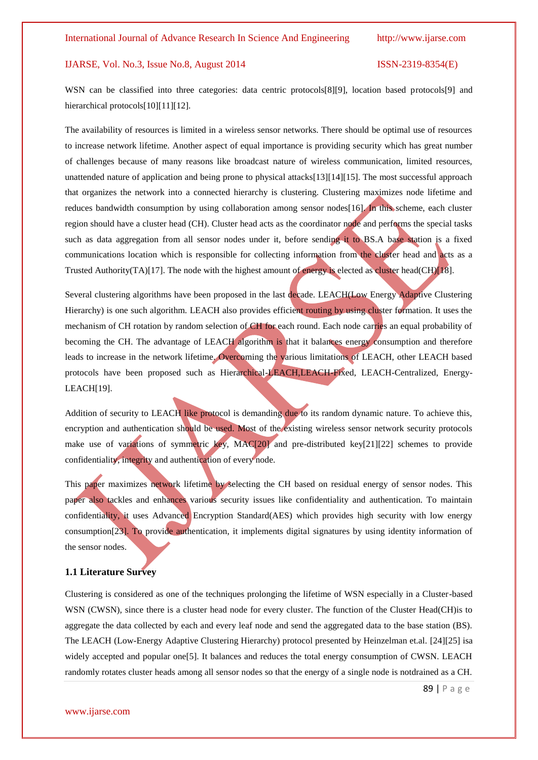WSN can be classified into three categories: data centric protocols[8][9], location based protocols[9] and hierarchical protocols[10][11][12].

The availability of resources is limited in a wireless sensor networks. There should be optimal use of resources to increase network lifetime. Another aspect of equal importance is providing security which has great number of challenges because of many reasons like broadcast nature of wireless communication, limited resources, unattended nature of application and being prone to physical attacks[13][14][15]. The most successful approach that organizes the network into a connected hierarchy is clustering. Clustering maximizes node lifetime and reduces bandwidth consumption by using collaboration among sensor nodes[16]. In this scheme, each cluster region should have a cluster head (CH). Cluster head acts as the coordinator node and performs the special tasks such as data aggregation from all sensor nodes under it, before sending it to BS.A base station is a fixed communications location which is responsible for collecting information from the cluster head and acts as a Trusted Authority(TA)[17]. The node with the highest amount of energy is elected as cluster head(CH)[18].

Several clustering algorithms have been proposed in the last decade. LEACH(Low Energy Adaptive Clustering Hierarchy) is one such algorithm. LEACH also provides efficient routing by using cluster formation. It uses the mechanism of CH rotation by random selection of CH for each round. Each node carries an equal probability of becoming the CH. The advantage of LEACH algorithm is that it balances energy consumption and therefore leads to increase in the network lifetime. Overcoming the various limitations of LEACH, other LEACH based protocols have been proposed such as Hierarchical-LEACH,LEACH-Fixed, LEACH-Centralized, Energy-LEACH[19].

Addition of security to LEACH like protocol is demanding due to its random dynamic nature. To achieve this, encryption and authentication should be used. Most of the existing wireless sensor network security protocols make use of variations of symmetric key, MAC[20] and pre-distributed key[21][22] schemes to provide confidentiality, integrity and authentication of every node.

This paper maximizes network lifetime by selecting the CH based on residual energy of sensor nodes. This paper also tackles and enhances various security issues like confidentiality and authentication. To maintain confidentiality, it uses Advanced Encryption Standard(AES) which provides high security with low energy consumption[23]. To provide authentication, it implements digital signatures by using identity information of the sensor nodes.

### 1.1 Literature Survey

Clustering is considered as one of the techniques prolonging the lifetime of WSN especially in a Cluster-based WSN (CWSN), since there is a cluster head node for every cluster. The function of the Cluster Head(CH)is to aggregate the data collected by each and every leaf node and send the aggregated data to the base station (BS). The LEACH (Low-Energy Adaptive Clustering Hierarchy) protocol presented by Heinzelman et.al. [24][25] isa widely accepted and popular one[5]. It balances and reduces the total energy consumption of CWSN. LEACH randomly rotates cluster heads among all sensor nodes so that the energy of a single node is notdrained as a CH.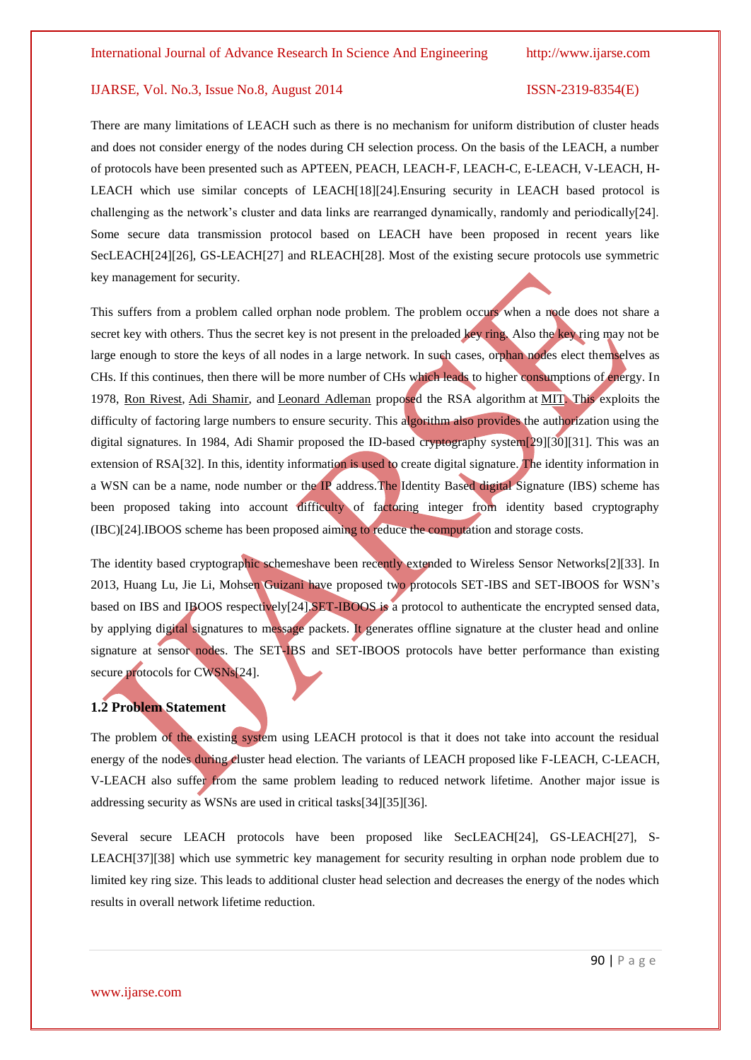There are many limitations of LEACH such as there is no mechanism for uniform distribution of cluster heads and does not consider energy of the nodes during CH selection process. On the basis of the LEACH, a number of protocols have been presented such as APTEEN, PEACH, LEACH-F, LEACH-C, E-LEACH, V-LEACH, H-LEACH which use similar concepts of LEACH[18][24].Ensuring security in LEACH based protocol is challenging as the network's cluster and data links are rearranged dynamically, randomly and periodically[24]. Some secure data transmission protocol based on LEACH have been proposed in recent years like SecLEACH[24][26], GS-LEACH[27] and RLEACH[28]. Most of the existing secure protocols use symmetric key management for security.

This suffers from a problem called orphan node problem. The problem occurs when a node does not share a secret key with others. Thus the secret key is not present in the preloaded key ring. Also the key ring may not be large enough to store the keys of all nodes in a large network. In such cases, orphan nodes elect themselves as CHs. If this continues, then there will be more number of CHs which leads to higher consumptions of energy. In 1978, Ron Rivest, Adi Shamir, and Leonard Adleman proposed the RSA algorithm at MIT. This exploits the difficulty of factoring large numbers to ensure security. This algorithm also provides the authorization using the digital signatures. In 1984, Adi Shamir proposed the ID-based cryptography system[29][30][31]. This was an extension of RSA[32]. In this, identity information is used to create digital signature. The identity information in a WSN can be a name, node number or the IP address.The Identity Based digital Signature (IBS) scheme has been proposed taking into account difficulty of factoring integer from identity based cryptography (IBC)[24].IBOOS scheme has been proposed aiming to reduce the computation and storage costs.

The identity based cryptographic schemeshave been recently extended to Wireless Sensor Networks[2][33]. In 2013, Huang Lu, Jie Li, Mohsen Guizani have proposed two protocols SET-IBS and SET-IBOOS for WSN's based on IBS and IBOOS respectively[24].SET-IBOOS is a protocol to authenticate the encrypted sensed data, by applying digital signatures to message packets. It generates offline signature at the cluster head and online signature at sensor nodes. The SET-IBS and SET-IBOOS protocols have better performance than existing secure protocols for CWSNs[24].

### 1.2 Problem Statement

The problem of the existing system using LEACH protocol is that it does not take into account the residual energy of the nodes during cluster head election. The variants of LEACH proposed like F-LEACH, C-LEACH, V-LEACH also suffer from the same problem leading to reduced network lifetime. Another major issue is addressing security as WSNs are used in critical tasks[34][35][36].

Several secure LEACH protocols have been proposed like SecLEACH[24], GS-LEACH[27], S-LEACH[37][38] which use symmetric key management for security resulting in orphan node problem due to limited key ring size. This leads to additional cluster head selection and decreases the energy of the nodes which results in overall network lifetime reduction.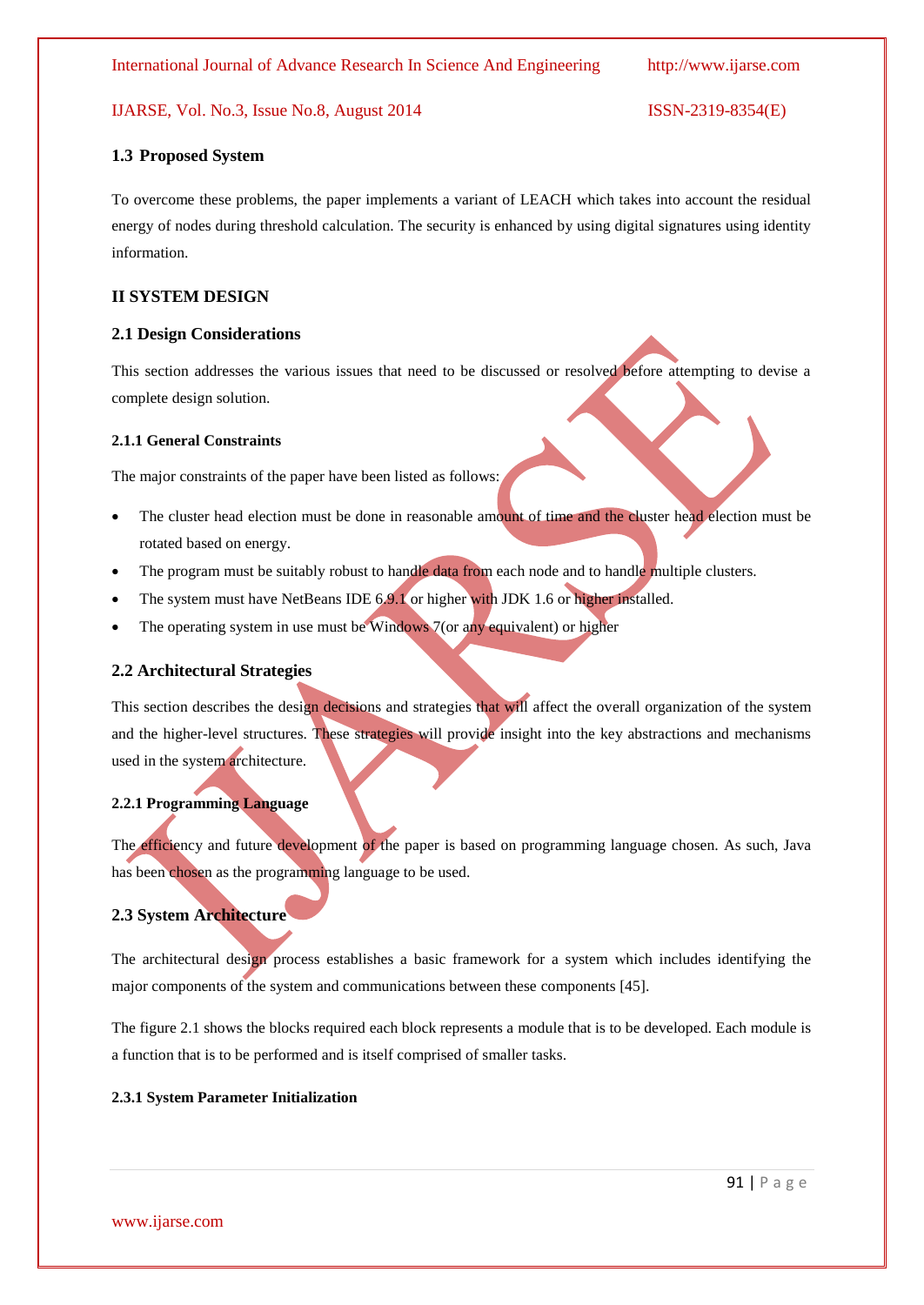### 1.3 Proposed System

To overcome these problems, the paper implements a variant of LEACH which takes into account the residual energy of nodes during threshold calculation. The security is enhanced by using digital signatures using identity information.

## II SYSTEM DESIGN

### 2.1 Design Considerations

This section addresses the various issues that need to be discussed or resolved before attempting to devise a complete design solution.

#### 2.1.1 General Constraints

The major constraints of the paper have been listed as follows:

- The cluster head election must be done in reasonable amount of time and the cluster head election must be rotated based on energy.
- The program must be suitably robust to handle data from each node and to handle multiple clusters.
- The system must have NetBeans IDE 6.9.1 or higher with JDK 1.6 or higher installed.
- The operating system in use must be Windows 7(or any equivalent) or higher

### 2.2 Architectural Strategies

This section describes the design decisions and strategies that will affect the overall organization of the system and the higher-level structures. These strategies will provide insight into the key abstractions and mechanisms used in the system architecture.

#### 2.2.1 Programming Language

The efficiency and future development of the paper is based on programming language chosen. As such, Java has been chosen as the programming language to be used.

### 2.3 System Architecture

The architectural design process establishes a basic framework for a system which includes identifying the major components of the system and communications between these components [45].

The figure 2.1 shows the blocks required each block represents a module that is to be developed. Each module is a function that is to be performed and is itself comprised of smaller tasks.

#### 2.3.1 System Parameter Initialization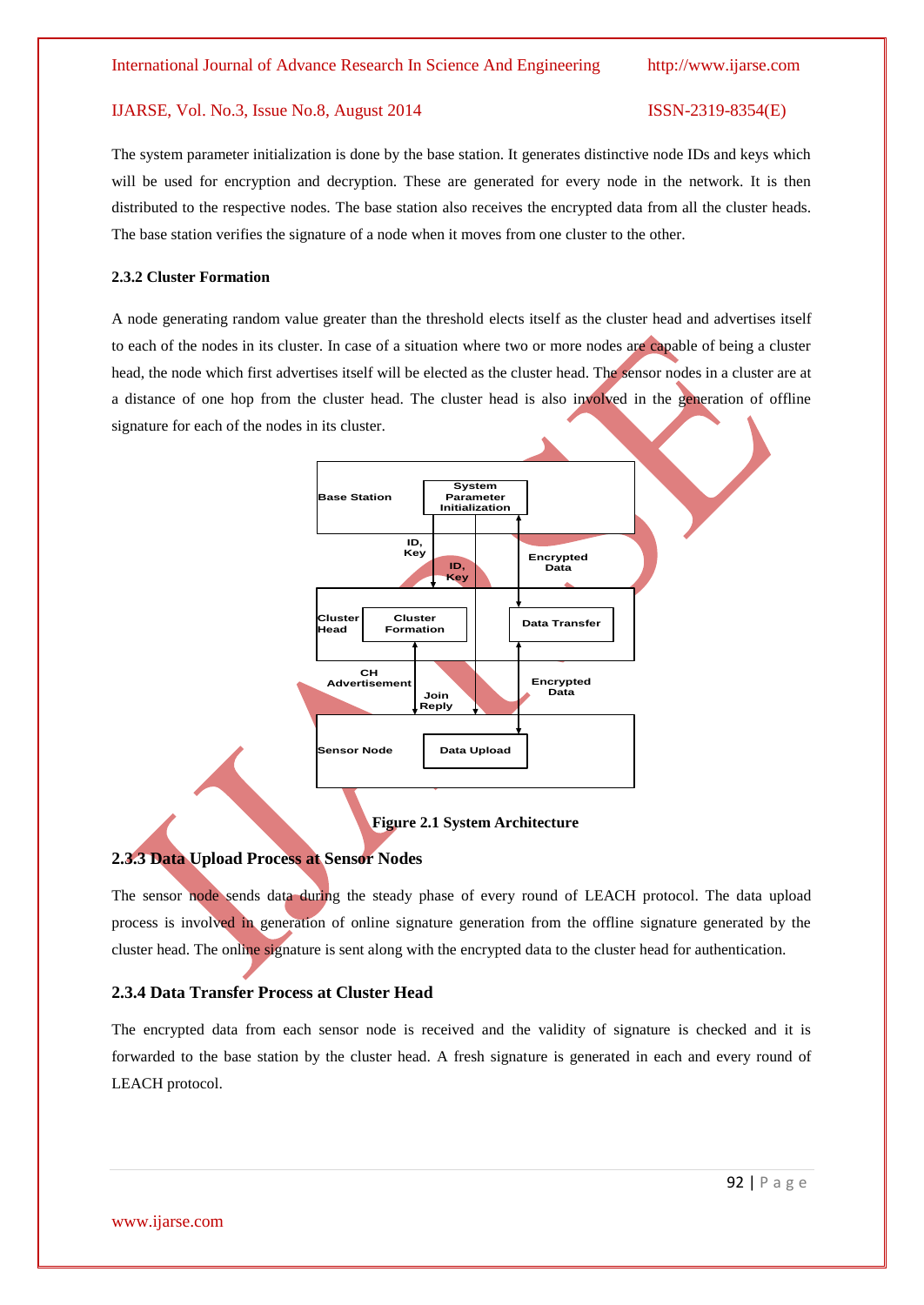The system parameter initialization is done by the base station. It generates distinctive node IDs and keys which will be used for encryption and decryption. These are generated for every node in the network. It is then distributed to the respective nodes. The base station also receives the encrypted data from all the cluster heads. The base station verifies the signature of a node when it moves from one cluster to the other.

#### 2.3.2 Cluster Formation

A node generating random value greater than the threshold elects itself as the cluster head and advertises itself to each of the nodes in its cluster. In case of a situation where two or more nodes are capable of being a cluster head, the node which first advertises itself will be elected as the cluster head. The sensor nodes in a cluster are at a distance of one hop from the cluster head. The cluster head is also involved in the generation of offline signature for each of the nodes in its cluster.

**Figure 2.1 System Architecture**

### 2.3.3 Data Upload Process at Sensor Nodes

The sensor node sends data during the steady phase of every round of LEACH protocol. The data upload process is involved in generation of online signature generation from the offline signature generated by the cluster head. The online signature is sent along with the encrypted data to the cluster head for authentication.

### 2.3.4 Data Transfer Process at Cluster Head

The encrypted data from each sensor node is received and the validity of signature is checked and it is forwarded to the base station by the cluster head. A fresh signature is generated in each and every round of LEACH protocol.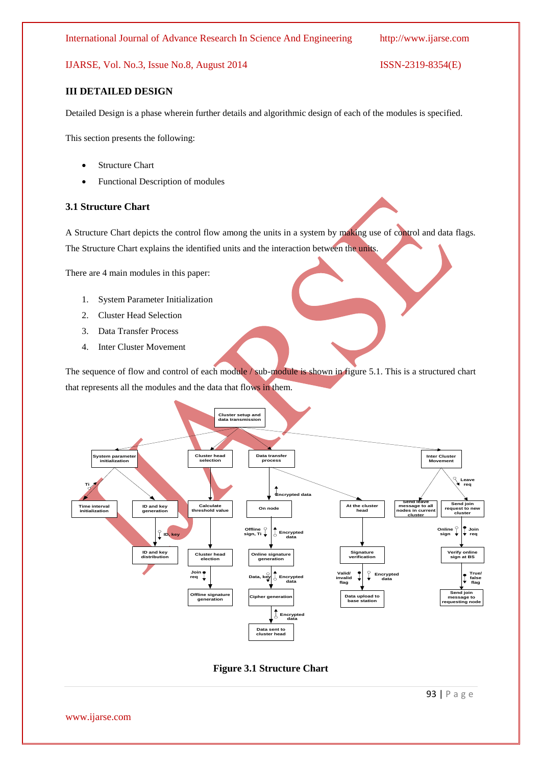## III DETAILED DESIGN

Detailed Design is a phase wherein further details and algorithmic design of each of the modules is specified.

This section presents the following:

- Structure Chart
- Functional Description of modules

### 3.1 Structure Chart

A Structure Chart depicts the control flow among the units in a system by making use of control and data flags. The Structure Chart explains the identified units and the interaction between the units.

There are 4 main modules in this paper:

1. System Parameter Initialization
2. Cluster Head Selection
3. Data Transfer Process
4. Inter Cluster Movement

The sequence of flow and control of each module / sub-module is shown in figure 5.1. This is a structured chart that represents all the modules and the data that flows in them.

Figure 3.1 Structure Chart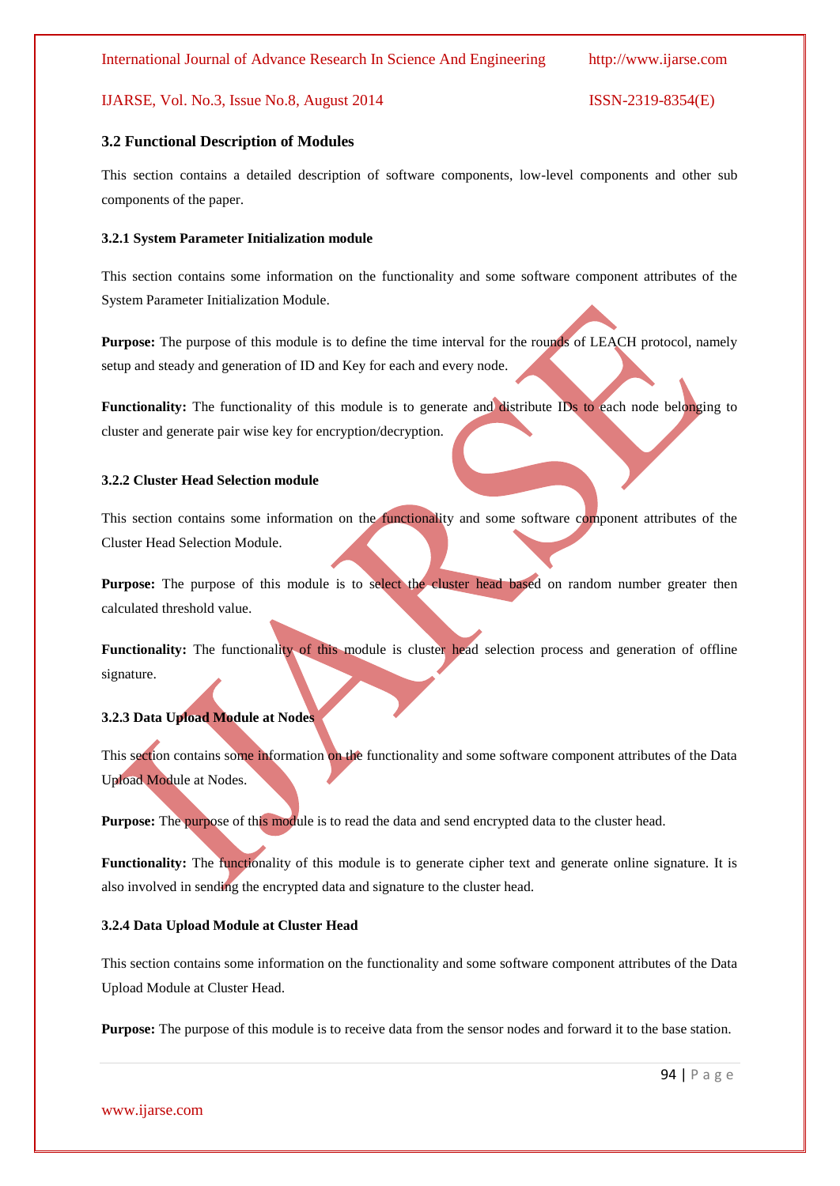### 3.2 Functional Description of Modules

This section contains a detailed description of software components, low-level components and other sub components of the paper.

#### 3.2.1 System Parameter Initialization module

This section contains some information on the functionality and some software component attributes of the System Parameter Initialization Module.

**Purpose:** The purpose of this module is to define the time interval for the rounds of LEACH protocol, namely setup and steady and generation of ID and Key for each and every node.

**Functionality:** The functionality of this module is to generate and distribute IDs to each node belonging to cluster and generate pair wise key for encryption/decryption.

#### 3.2.2 Cluster Head Selection module

This section contains some information on the functionality and some software component attributes of the Cluster Head Selection Module.

**Purpose:** The purpose of this module is to select the cluster head based on random number greater then calculated threshold value.

**Functionality:** The functionality of this module is cluster head selection process and generation of offline signature.

#### 3.2.3 Data Upload Module at Nodes

This section contains some information on the functionality and some software component attributes of the Data Upload Module at Nodes.

**Purpose:** The purpose of this module is to read the data and send encrypted data to the cluster head.

**Functionality:** The functionality of this module is to generate cipher text and generate online signature. It is also involved in sending the encrypted data and signature to the cluster head.

#### 3.2.4 Data Upload Module at Cluster Head

This section contains some information on the functionality and some software component attributes of the Data Upload Module at Cluster Head.

**Purpose:** The purpose of this module is to receive data from the sensor nodes and forward it to the base station.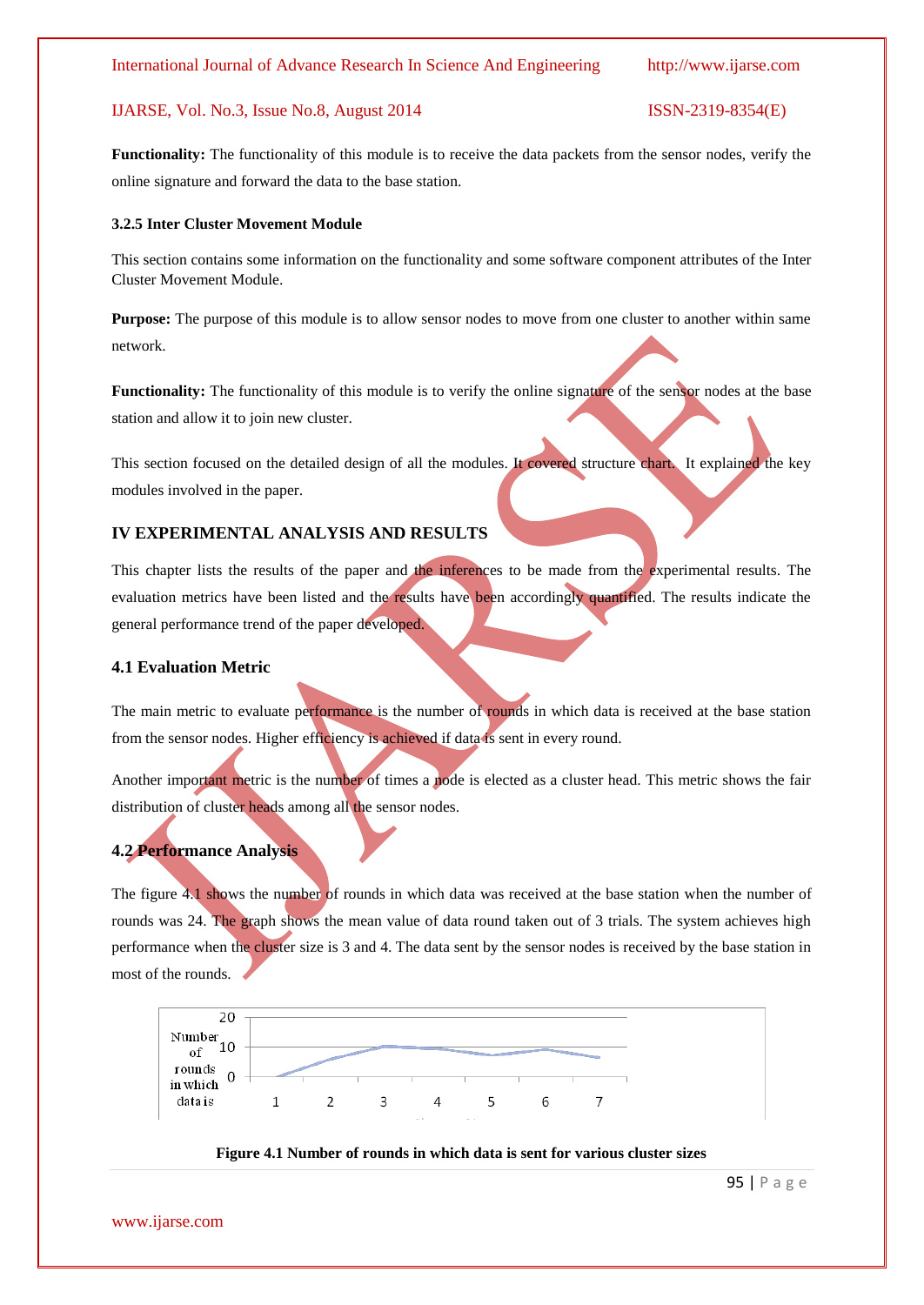**Functionality:** The functionality of this module is to receive the data packets from the sensor nodes, verify the online signature and forward the data to the base station.

#### 3.2.5 Inter Cluster Movement Module

This section contains some information on the functionality and some software component attributes of the Inter Cluster Movement Module.

**Purpose:** The purpose of this module is to allow sensor nodes to move from one cluster to another within same network.

**Functionality:** The functionality of this module is to verify the online signature of the sensor nodes at the base station and allow it to join new cluster.

This section focused on the detailed design of all the modules. It covered structure chart. It explained the key modules involved in the paper.

## IV EXPERIMENTAL ANALYSIS AND RESULTS

This chapter lists the results of the paper and the inferences to be made from the experimental results. The evaluation metrics have been listed and the results have been accordingly quantified. The results indicate the general performance trend of the paper developed.

### 4.1 Evaluation Metric

The main metric to evaluate performance is the number of rounds in which data is received at the base station from the sensor nodes. Higher efficiency is achieved if data is sent in every round.

Another important metric is the number of times a node is elected as a cluster head. This metric shows the fair distribution of cluster heads among all the sensor nodes.

### 4.2 Performance Analysis

The figure 4.1 shows the number of rounds in which data was received at the base station when the number of rounds was 24. The graph shows the mean value of data round taken out of 3 trials. The system achieves high performance when the cluster size is 3 and 4. The data sent by the sensor nodes is received by the base station in most of the rounds.

**Figure 4.1 Number of rounds in which data is sent for various cluster sizes**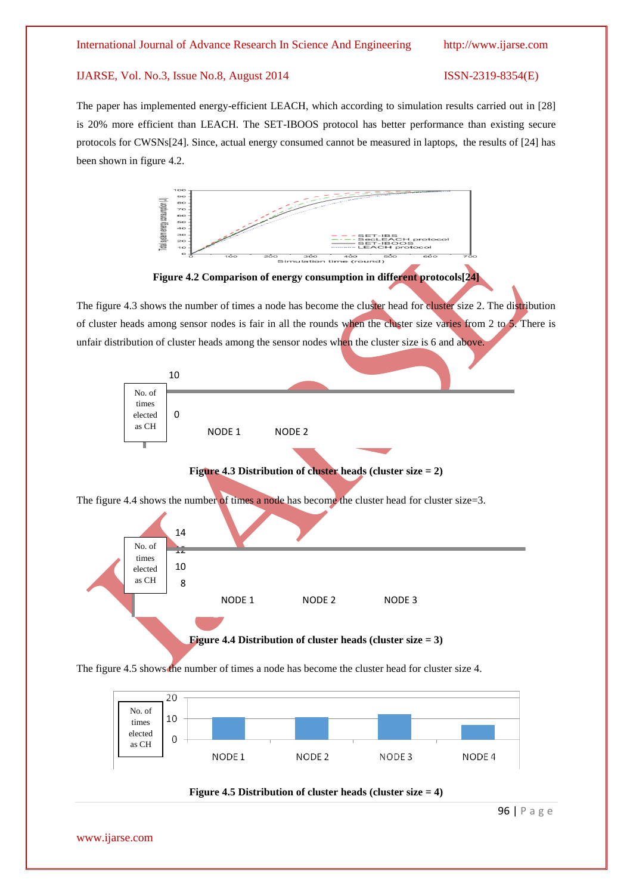The paper has implemented energy-efficient LEACH, which according to simulation results carried out in [28] is 20% more efficient than LEACH. The SET-IBOOS protocol has better performance than existing secure protocols for CWSNs[24]. Since, actual energy consumed cannot be measured in laptops, the results of [24] has been shown in figure 4.2.

**Figure 4.2 Comparison of energy consumption in different protocols[24]**

The figure 4.3 shows the number of times a node has become the cluster head for cluster size 2. The distribution of cluster heads among sensor nodes is fair in all the rounds when the cluster size varies from 2 to 5. There is unfair distribution of cluster heads among the sensor nodes when the cluster size is 6 and above.

**Figure 4.3 Distribution of cluster heads (cluster size = 2)**

The figure 4.4 shows the number of times a node has become the cluster head for cluster size=3.

**Figure 4.4 Distribution of cluster heads (cluster size = 3)**

The figure 4.5 shows the number of times a node has become the cluster head for cluster size 4.

**Figure 4.5 Distribution of cluster heads (cluster size = 4)**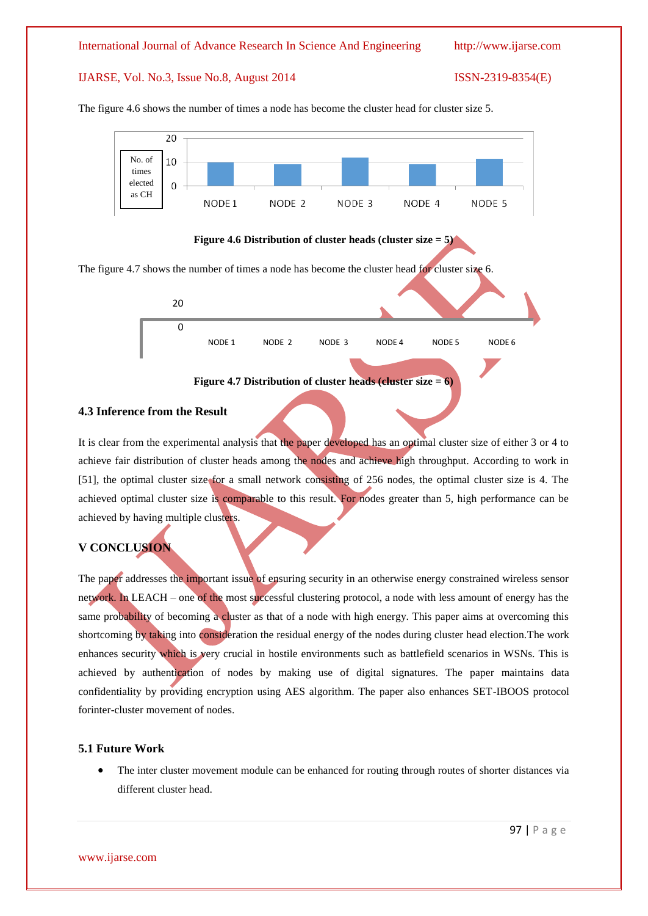The figure 4.6 shows the number of times a node has become the cluster head for cluster size 5.

Figure 4.6 Distribution of cluster heads (cluster size = 5)

The figure 4.7 shows the number of times a node has become the cluster head for cluster size 6.

Figure 4.7 Distribution of cluster heads (cluster size = 6)

### 4.3 Inference from the Result

It is clear from the experimental analysis that the paper developed has an optimal cluster size of either 3 or 4 to achieve fair distribution of cluster heads among the nodes and achieve high throughput. According to work in [51], the optimal cluster size for a small network consisting of 256 nodes, the optimal cluster size is 4. The achieved optimal cluster size is comparable to this result. For nodes greater than 5, high performance can be achieved by having multiple clusters.

## V CONCLUSION

The paper addresses the important issue of ensuring security in an otherwise energy constrained wireless sensor network. In LEACH – one of the most successful clustering protocol, a node with less amount of energy has the same probability of becoming a cluster as that of a node with high energy. This paper aims at overcoming this shortcoming by taking into consideration the residual energy of the nodes during cluster head election.The work enhances security which is very crucial in hostile environments such as battlefield scenarios in WSNs. This is achieved by authentication of nodes by making use of digital signatures. The paper maintains data confidentiality by providing encryption using AES algorithm. The paper also enhances SET-IBOOS protocol forinter-cluster movement of nodes.

### 5.1 Future Work

- The inter cluster movement module can be enhanced for routing through routes of shorter distances via different cluster head.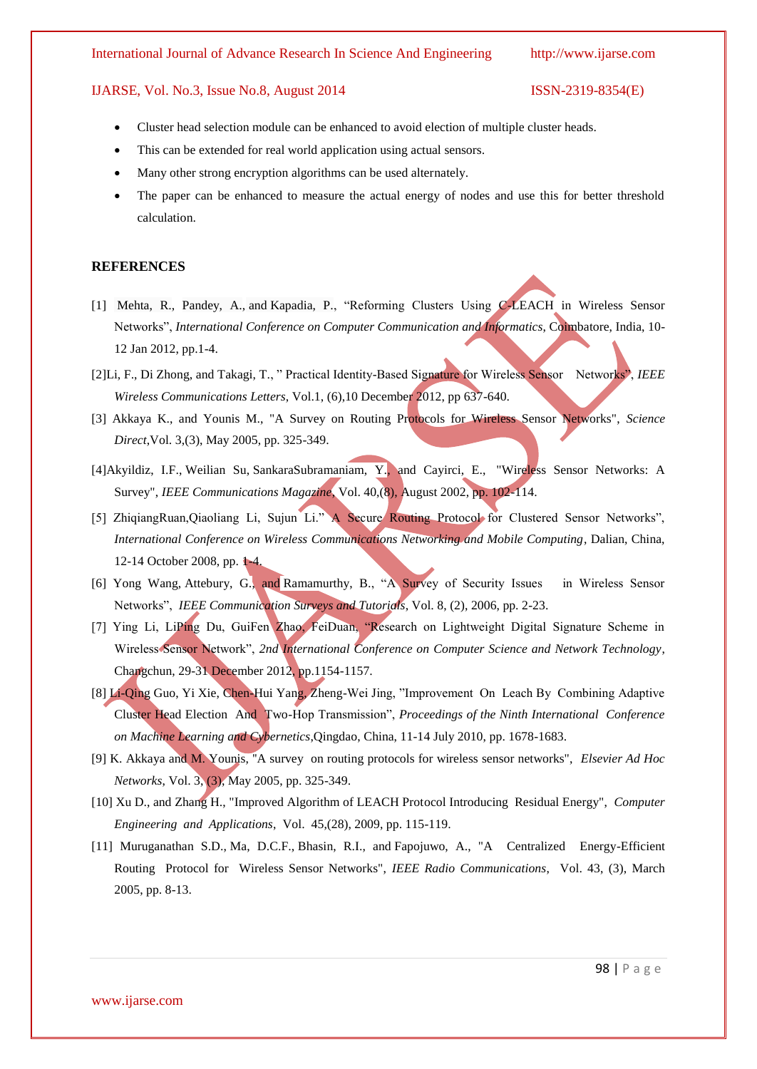- Cluster head selection module can be enhanced to avoid election of multiple cluster heads.
- This can be extended for real world application using actual sensors.
- Many other strong encryption algorithms can be used alternately.
- The paper can be enhanced to measure the actual energy of nodes and use this for better threshold calculation.

## REFERENCES

[1] Mehta, R., Pandey, A., and Kapadia, P., "Reforming Clusters Using C-LEACH in Wireless Sensor Networks", *International Conference on Computer Communication and Informatics*, Coimbatore, India, 10-12 Jan 2012, pp.1-4.

[2]Li, F., Di Zhong, and Takagi, T., " Practical Identity-Based Signature for Wireless Sensor Networks", *IEEE Wireless Communications Letters*, Vol.1, (6),10 December 2012, pp 637-640.

[3] Akkaya K., and Younis M., "A Survey on Routing Protocols for Wireless Sensor Networks", *Science Direct*,Vol. 3,(3), May 2005, pp. 325-349.

[4]Akyildiz, I.F., Weilian Su, SankaraSubramaniam, Y., and Cayirci, E., "Wireless Sensor Networks: A Survey", *IEEE Communications Magazine*, Vol. 40,(8), August 2002, pp. 102-114.

[5] ZhiqiangRuan,Qiaoliang Li, Sujun Li." A Secure Routing Protocol for Clustered Sensor Networks", *International Conference on Wireless Communications Networking and Mobile Computing*, Dalian, China, 12-14 October 2008, pp. 1-4.

[6] Yong Wang, Attebury, G., and Ramamurthy, B., "A Survey of Security Issues in Wireless Sensor Networks", *IEEE Communication Surveys and Tutorials*, Vol. 8, (2), 2006, pp. 2-23.

[7] Ying Li, LiPing Du, GuiFen Zhao, FeiDuan, "Research on Lightweight Digital Signature Scheme in Wireless Sensor Network", *2nd International Conference on Computer Science and Network Technology*, Changchun, 29-31 December 2012, pp.1154-1157.

[8] Li-Qing Guo, Yi Xie, Chen-Hui Yang, Zheng-Wei Jing, "Improvement On Leach By Combining Adaptive Cluster Head Election And Two-Hop Transmission", *Proceedings of the Ninth International Conference on Machine Learning and Cybernetics*,Qingdao, China, 11-14 July 2010, pp. 1678-1683.

[9] K. Akkaya and M. Younis, "A survey on routing protocols for wireless sensor networks", *Elsevier Ad Hoc Networks*, Vol. 3, (3), May 2005, pp. 325-349.

[10] Xu D., and Zhang H., "Improved Algorithm of LEACH Protocol Introducing Residual Energy", *Computer Engineering and Applications*, Vol. 45,(28), 2009, pp. 115-119.

[11] Muruganathan S.D., Ma, D.C.F., Bhasin, R.I., and Fapojuwo, A., "A Centralized Energy-Efficient Routing Protocol for Wireless Sensor Networks", *IEEE Radio Communications*, Vol. 43, (3), March 2005, pp. 8-13.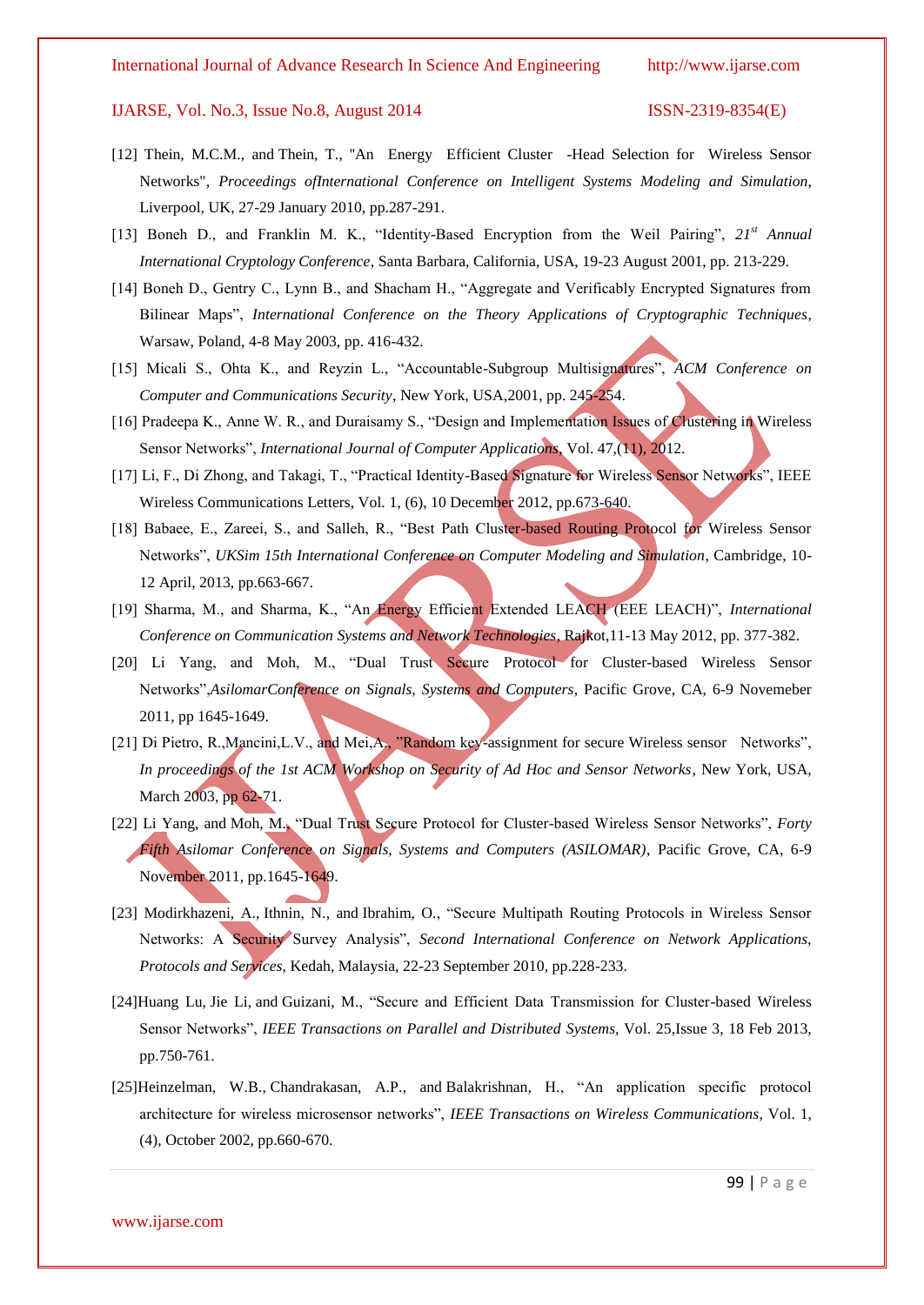[12] Thein, M.C.M., and Thein, T., "An Energy Efficient Cluster -Head Selection for Wireless Sensor Networks", *Proceedings ofInternational Conference on Intelligent Systems Modeling and Simulation*, Liverpool, UK, 27-29 January 2010, pp.287-291.

[13] Boneh D., and Franklin M. K., "Identity-Based Encryption from the Weil Pairing", *21st Annual International Cryptology Conference*, Santa Barbara, California, USA, 19-23 August 2001, pp. 213-229.

[14] Boneh D., Gentry C., Lynn B., and Shacham H., "Aggregate and Verificably Encrypted Signatures from Bilinear Maps", *International Conference on the Theory Applications of Cryptographic Techniques*, Warsaw, Poland, 4-8 May 2003, pp. 416-432.

[15] Micali S., Ohta K., and Reyzin L., "Accountable-Subgroup Multisignatures", *ACM Conference on Computer and Communications Security*, New York, USA,2001, pp. 245-254.

[16] Pradeepa K., Anne W. R., and Duraisamy S., "Design and Implementation Issues of Clustering in Wireless Sensor Networks", *International Journal of Computer Applications*, Vol. 47,(11), 2012.

[17] Li, F., Di Zhong, and Takagi, T., "Practical Identity-Based Signature for Wireless Sensor Networks", IEEE Wireless Communications Letters, Vol. 1, (6), 10 December 2012, pp.673-640.

[18] Babaee, E., Zareei, S., and Salleh, R., "Best Path Cluster-based Routing Protocol for Wireless Sensor Networks", *UKSim 15th International Conference on Computer Modeling and Simulation*, Cambridge, 10-12 April, 2013, pp.663-667.

[19] Sharma, M., and Sharma, K., "An Energy Efficient Extended LEACH (EEE LEACH)", *International Conference on Communication Systems and Network Technologies*, Rajkot,11-13 May 2012, pp. 377-382.

[20] Li Yang, and Moh, M., "Dual Trust Secure Protocol for Cluster-based Wireless Sensor Networks",*AsilomarConference on Signals, Systems and Computers*, Pacific Grove, CA, 6-9 Novemeber 2011, pp 1645-1649.

[21] Di Pietro, R.,Mancini,L.V., and Mei,A., "Random key-assignment for secure Wireless sensor Networks", *In proceedings of the 1st ACM Workshop on Security of Ad Hoc and Sensor Networks*, New York, USA, March 2003, pp 62-71.

[22] Li Yang, and Moh, M., "Dual Trust Secure Protocol for Cluster-based Wireless Sensor Networks", *Forty Fifth Asilomar Conference on Signals, Systems and Computers (ASILOMAR)*, Pacific Grove, CA, 6-9 November 2011, pp.1645-1649.

[23] Modirkhazeni, A., Ithnin, N., and Ibrahim, O., "Secure Multipath Routing Protocols in Wireless Sensor Networks: A Security Survey Analysis", *Second International Conference on Network Applications, Protocols and Services*, Kedah, Malaysia, 22-23 September 2010, pp.228-233.

[24]Huang Lu, Jie Li, and Guizani, M., "Secure and Efficient Data Transmission for Cluster-based Wireless Sensor Networks", *IEEE Transactions on Parallel and Distributed Systems*, Vol. 25,Issue 3, 18 Feb 2013, pp.750-761.

[25]Heinzelman, W.B., Chandrakasan, A.P., and Balakrishnan, H., "An application specific protocol architecture for wireless microsensor networks", *IEEE Transactions on Wireless Communications*, Vol. 1, (4), October 2002, pp.660-670.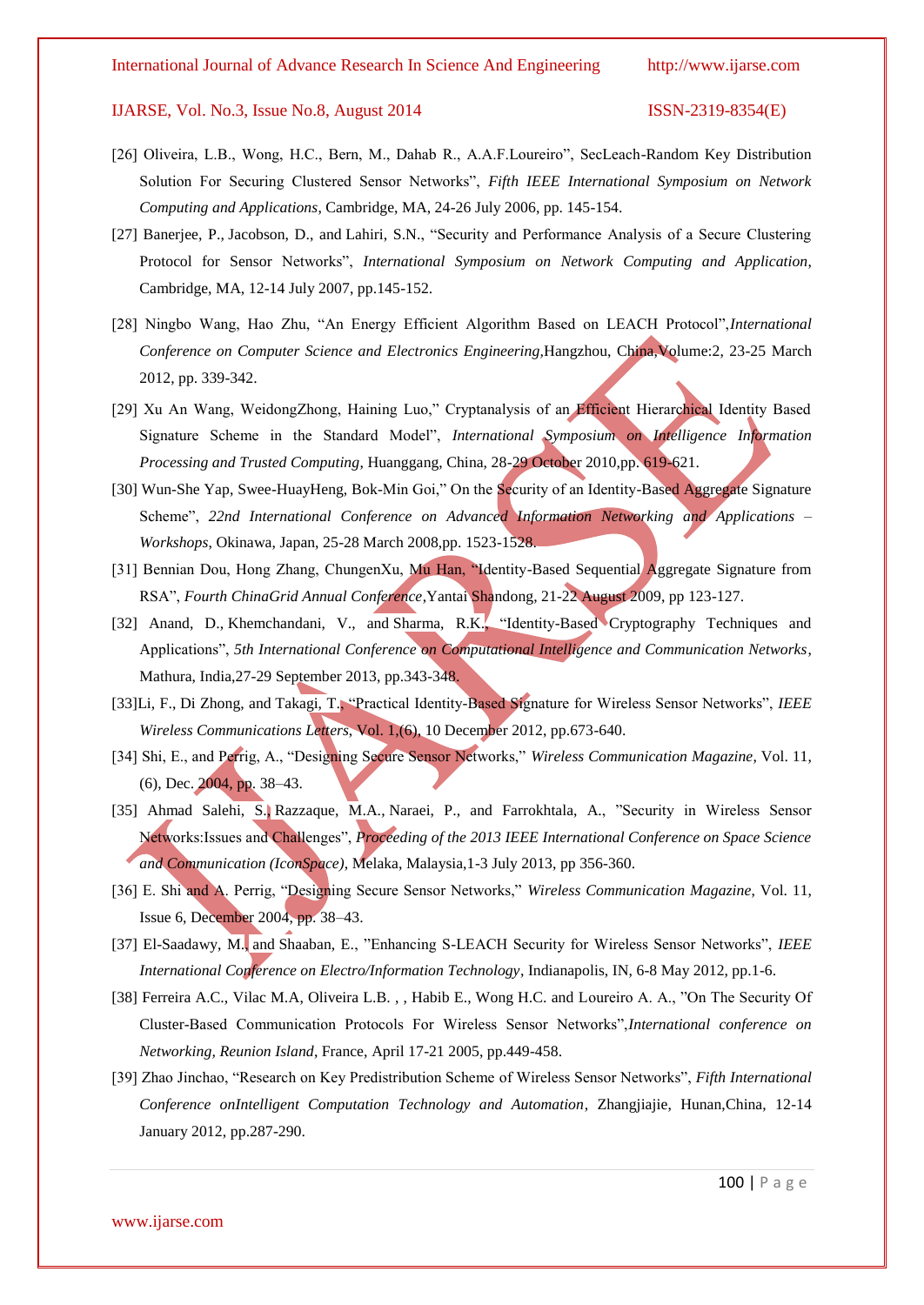[26] Oliveira, L.B., Wong, H.C., Bern, M., Dahab R., A.A.F.Loureiro", SecLeach-Random Key Distribution Solution For Securing Clustered Sensor Networks", *Fifth IEEE International Symposium on Network Computing and Applications*, Cambridge, MA, 24-26 July 2006, pp. 145-154.

[27] Banerjee, P., Jacobson, D., and Lahiri, S.N., "Security and Performance Analysis of a Secure Clustering Protocol for Sensor Networks", *International Symposium on Network Computing and Application*, Cambridge, MA, 12-14 July 2007, pp.145-152.

[28] Ningbo Wang, Hao Zhu, "An Energy Efficient Algorithm Based on LEACH Protocol",*International Conference on Computer Science and Electronics Engineering*,Hangzhou, China,Volume:2, 23-25 March 2012, pp. 339-342.

[29] Xu An Wang, WeidongZhong, Haining Luo," Cryptanalysis of an Efficient Hierarchical Identity Based Signature Scheme in the Standard Model", *International Symposium on Intelligence Information Processing and Trusted Computing*, Huanggang, China, 28-29 October 2010,pp. 619-621.

[30] Wun-She Yap, Swee-HuayHeng, Bok-Min Goi," On the Security of an Identity-Based Aggregate Signature Scheme", *22nd International Conference on Advanced Information Networking and Applications – Workshops*, Okinawa, Japan, 25-28 March 2008,pp. 1523-1528.

[31] Bennian Dou, Hong Zhang, ChungenXu, Mu Han, "Identity-Based Sequential Aggregate Signature from RSA", *Fourth ChinaGrid Annual Conference*,Yantai Shandong, 21-22 August 2009, pp 123-127.

[32] Anand, D., Khemchandani, V., and Sharma, R.K., "Identity-Based Cryptography Techniques and Applications", *5th International Conference on Computational Intelligence and Communication Networks*, Mathura, India,27-29 September 2013, pp.343-348.

[33]Li, F., Di Zhong, and Takagi, T., "Practical Identity-Based Signature for Wireless Sensor Networks", *IEEE Wireless Communications Letters*, Vol. 1,(6), 10 December 2012, pp.673-640.

[34] Shi, E., and Perrig, A., "Designing Secure Sensor Networks," *Wireless Communication Magazine*, Vol. 11, (6), Dec. 2004, pp. 38–43.

[35] Ahmad Salehi, S. Razzaque, M.A., Naraei, P., and Farrokhtala, A., "Security in Wireless Sensor Networks:Issues and Challenges", *Proceeding of the 2013 IEEE International Conference on Space Science and Communication (IconSpace)*, Melaka, Malaysia,1-3 July 2013, pp 356-360.

[36] E. Shi and A. Perrig, "Designing Secure Sensor Networks," *Wireless Communication Magazine*, Vol. 11, Issue 6, December 2004, pp. 38–43.

[37] El-Saadawy, M., and Shaaban, E., "Enhancing S-LEACH Security for Wireless Sensor Networks", *IEEE International Conference on Electro/Information Technology*, Indianapolis, IN, 6-8 May 2012, pp.1-6.

[38] Ferreira A.C., Vilac M.A, Oliveira L.B. , , Habib E., Wong H.C. and Loureiro A. A., "On The Security Of Cluster-Based Communication Protocols For Wireless Sensor Networks",*International conference on Networking, Reunion Island*, France, April 17-21 2005, pp.449-458.

[39] Zhao Jinchao, "Research on Key Predistribution Scheme of Wireless Sensor Networks", *Fifth International Conference onIntelligent Computation Technology and Automation*, Zhangjiajie, Hunan,China, 12-14 January 2012, pp.287-290.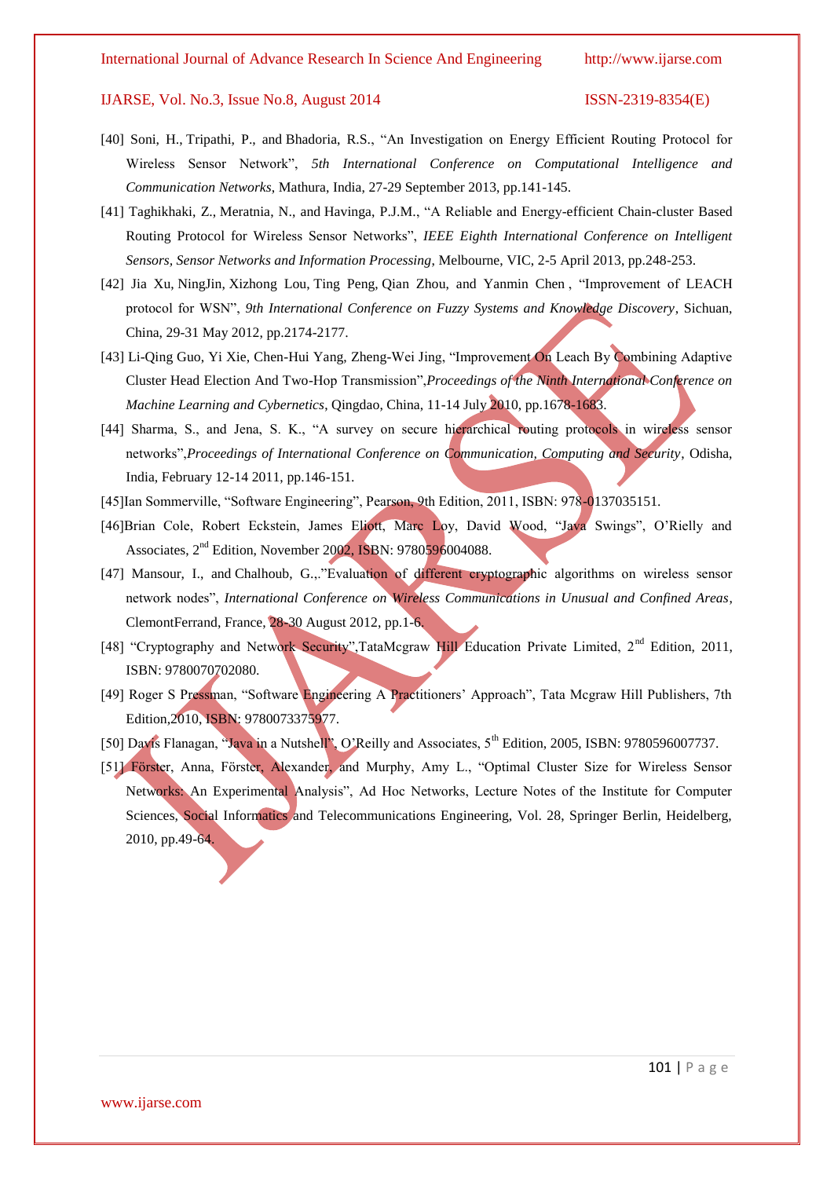[40] Soni, H., Tripathi, P., and Bhadoria, R.S., "An Investigation on Energy Efficient Routing Protocol for Wireless Sensor Network", *5th International Conference on Computational Intelligence and Communication Networks*, Mathura, India, 27-29 September 2013, pp.141-145.

[41] Taghikhaki, Z., Meratnia, N., and Havinga, P.J.M., "A Reliable and Energy-efficient Chain-cluster Based Routing Protocol for Wireless Sensor Networks", *IEEE Eighth International Conference on Intelligent Sensors, Sensor Networks and Information Processing*, Melbourne, VIC, 2-5 April 2013, pp.248-253.

[42] Jia Xu, NingJin, Xizhong Lou, Ting Peng, Qian Zhou, and Yanmin Chen , "Improvement of LEACH protocol for WSN", *9th International Conference on Fuzzy Systems and Knowledge Discovery*, Sichuan, China, 29-31 May 2012, pp.2174-2177.

[43] Li-Qing Guo, Yi Xie, Chen-Hui Yang, Zheng-Wei Jing, "Improvement On Leach By Combining Adaptive Cluster Head Election And Two-Hop Transmission",*Proceedings of the Ninth International Conference on Machine Learning and Cybernetics*, Qingdao, China, 11-14 July 2010, pp.1678-1683.

[44] Sharma, S., and Jena, S. K., "A survey on secure hierarchical routing protocols in wireless sensor networks",*Proceedings of International Conference on Communication, Computing and Security*, Odisha, India, February 12-14 2011, pp.146-151.

[45]Ian Sommerville, "Software Engineering", Pearson, 9th Edition, 2011, ISBN: 978-0137035151.

[46]Brian Cole, Robert Eckstein, James Eliott, Marc Loy, David Wood, "Java Swings", O'Rielly and Associates, 2nd Edition, November 2002, ISBN: 9780596004088.

[47] Mansour, I., and Chalhoub, G.,."Evaluation of different cryptographic algorithms on wireless sensor network nodes", *International Conference on Wireless Communications in Unusual and Confined Areas*, ClemontFerrand, France, 28-30 August 2012, pp.1-6.

[48] "Cryptography and Network Security",TataMcgraw Hill Education Private Limited, 2nd Edition, 2011, ISBN: 9780070702080.

[49] Roger S Pressman, "Software Engineering A Practitioners' Approach", Tata Mcgraw Hill Publishers, 7th Edition,2010, ISBN: 9780073375977.

[50] Davis Flanagan, "Java in a Nutshell", O'Reilly and Associates, 5th Edition, 2005, ISBN: 9780596007737.

[51] Förster, Anna, Förster, Alexander, and Murphy, Amy L., "Optimal Cluster Size for Wireless Sensor Networks: An Experimental Analysis", Ad Hoc Networks, Lecture Notes of the Institute for Computer Sciences, Social Informatics and Telecommunications Engineering, Vol. 28, Springer Berlin, Heidelberg, 2010, pp.49-64.